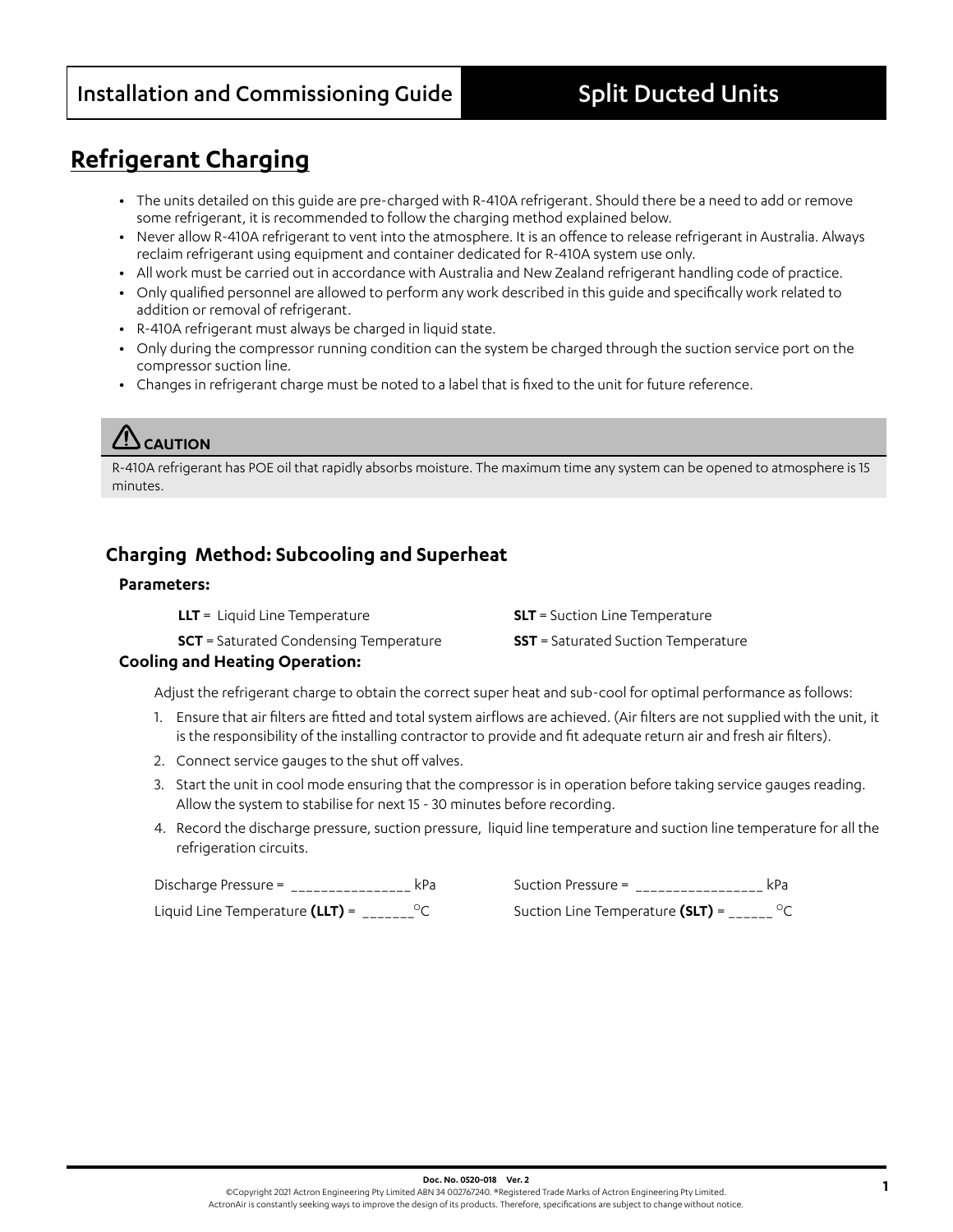# Refrigerant Charging

- The units detailed on this guide are pre-charged with R-410A refrigerant. Should there be a need to add or remove some refrigerant, it is recommended to follow the charging method explained below.
- Never allow R-410A refrigerant to vent into the atmosphere. It is an offence to release refrigerant in Australia. Always reclaim refrigerant using equipment and container dedicated for R-410A system use only.
- All work must be carried out in accordance with Australia and New Zealand refrigerant handling code of practice.
- Only qualified personnel are allowed to perform any work described in this guide and specifically work related to addition or removal of refrigerant.
- R-410A refrigerant must always be charged in liquid state.
- Only during the compressor running condition can the system be charged through the suction service port on the compressor suction line.
- Changes in refrigerant charge must be noted to a label that is fixed to the unit for future reference.

**⚠ CAUTION**

R-410A refrigerant has POE oil that rapidly absorbs moisture. The maximum time any system can be opened to atmosphere is 15 minutes.

### Charging Method: Subcooling and Superheat

**Parameters:**

**LLT** = Liquid Line Temperature

**SCT** = Saturated Condensing Temperature

**SLT** = Suction Line Temperature

**SST** = Saturated Suction Temperature

**Cooling and Heating Operation:**

Adjust the refrigerant charge to obtain the correct super heat and sub-cool for optimal performance as follows:

1. Ensure that air filters are fitted and total system airflows are achieved. (Air filters are not supplied with the unit, it is the responsibility of the installing contractor to provide and fit adequate return air and fresh air filters).
2. Connect service gauges to the shut off valves.
3. Start the unit in cool mode ensuring that the compressor is in operation before taking service gauges reading. Allow the system to stabilise for next 15 - 30 minutes before recording.
4. Record the discharge pressure, suction pressure, liquid line temperature and suction line temperature for all the refrigeration circuits.

Discharge Pressure = ________________ kPa

Liquid Line Temperature **(LLT)** = _______°C

Suction Pressure = _________________ kPa

Suction Line Temperature **(SLT)** = ______ °C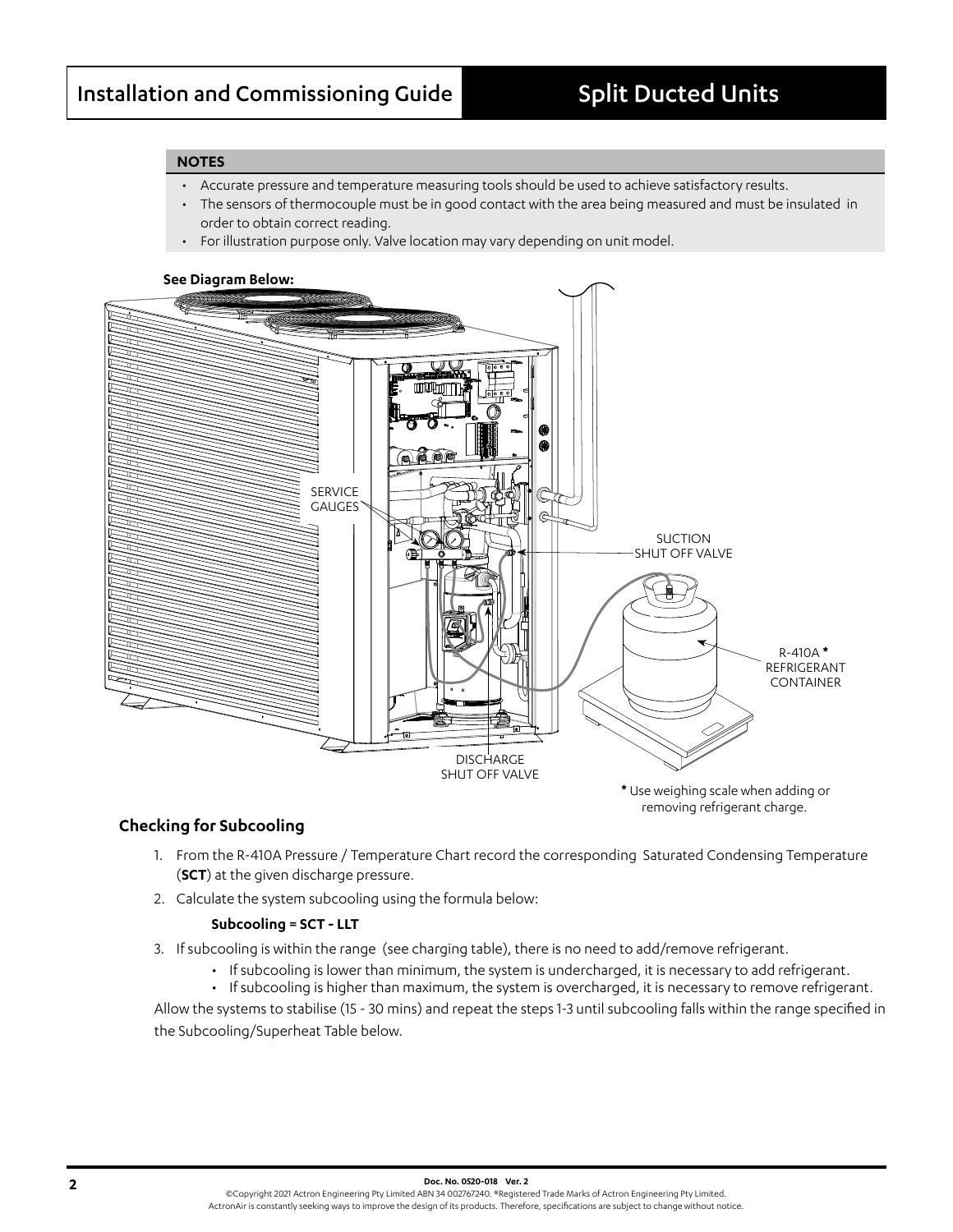**NOTES**

- Accurate pressure and temperature measuring tools should be used to achieve satisfactory results.
- The sensors of thermocouple must be in good contact with the area being measured and must be insulated in order to obtain correct reading.
- For illustration purpose only. Valve location may vary depending on unit model.

**See Diagram Below:**

SERVICE GAUGES

SUCTION SHUT OFF VALVE

R-410A * REFRIGERANT CONTAINER

DISCHARGE SHUT OFF VALVE

* Use weighing scale when adding or removing refrigerant charge.

### Checking for Subcooling

1. From the R-410A Pressure / Temperature Chart record the corresponding Saturated Condensing Temperature (**SCT**) at the given discharge pressure.
2. Calculate the system subcooling using the formula below:

   **Subcooling = SCT - LLT**

3. If subcooling is within the range (see charging table), there is no need to add/remove refrigerant.
   - If subcooling is lower than minimum, the system is undercharged, it is necessary to add refrigerant.
   - If subcooling is higher than maximum, the system is overcharged, it is necessary to remove refrigerant.

Allow the systems to stabilise (15 - 30 mins) and repeat the steps 1-3 until subcooling falls within the range specified in the Subcooling/Superheat Table below.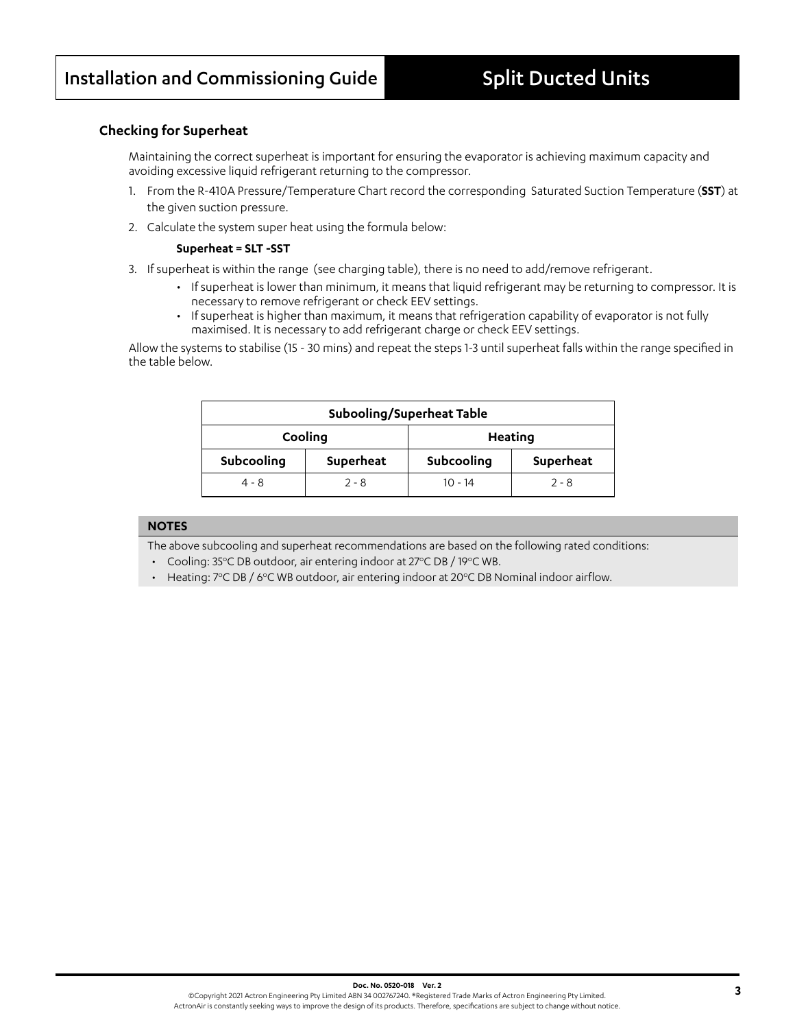### Checking for Superheat

Maintaining the correct superheat is important for ensuring the evaporator is achieving maximum capacity and avoiding excessive liquid refrigerant returning to the compressor.

1. From the R-410A Pressure/Temperature Chart record the corresponding Saturated Suction Temperature (**SST**) at the given suction pressure.
2. Calculate the system super heat using the formula below:

   **Superheat = SLT -SST**

3. If superheat is within the range (see charging table), there is no need to add/remove refrigerant.
   - If superheat is lower than minimum, it means that liquid refrigerant may be returning to compressor. It is necessary to remove refrigerant or check EEV settings.
   - If superheat is higher than maximum, it means that refrigeration capability of evaporator is not fully maximised. It is necessary to add refrigerant charge or check EEV settings.

Allow the systems to stabilise (15 - 30 mins) and repeat the steps 1-3 until superheat falls within the range specified in the table below.

| Subooling/Superheat Table | | | |
|---|---|---|---|
| Cooling | | Heating | |
| Subcooling | Superheat | Subcooling | Superheat |
| 4 - 8 | 2 - 8 | 10 - 14 | 2 - 8 |

**NOTES**

The above subcooling and superheat recommendations are based on the following rated conditions:

- Cooling: 35°C DB outdoor, air entering indoor at 27°C DB / 19°C WB.
- Heating: 7°C DB / 6°C WB outdoor, air entering indoor at 20°C DB Nominal indoor airflow.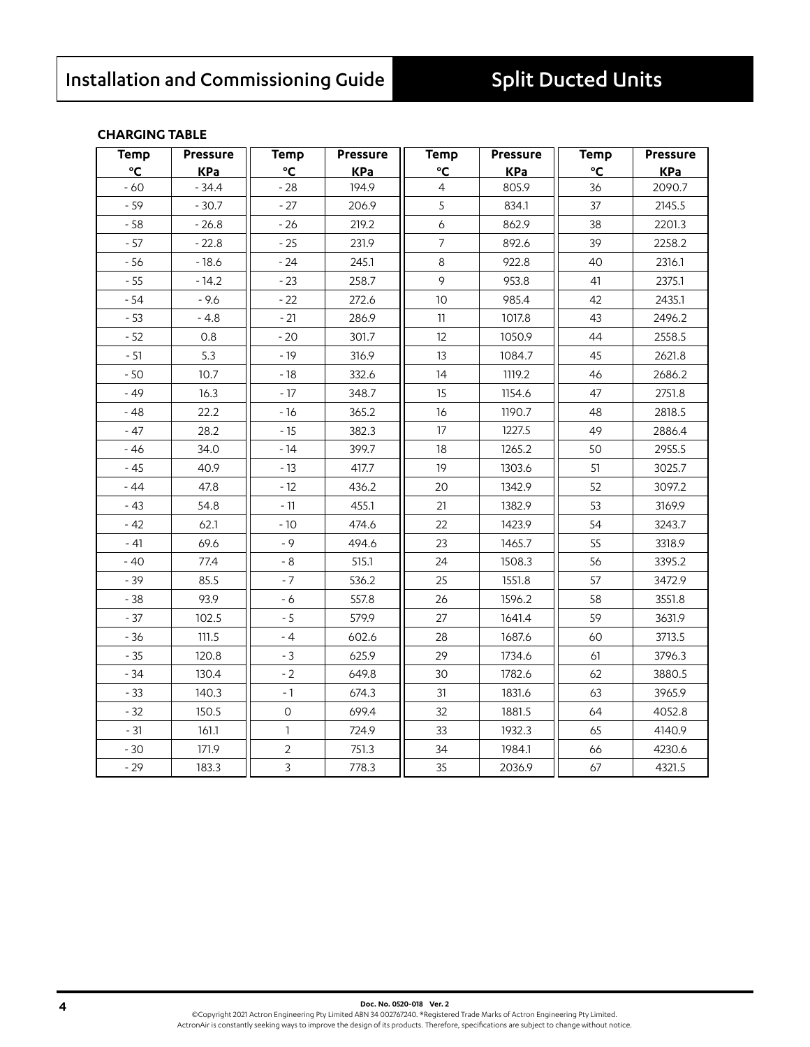### CHARGING TABLE

| Temp °C | Pressure KPa | Temp °C | Pressure KPa | Temp °C | Pressure KPa | Temp °C | Pressure KPa |
|---|---|---|---|---|---|---|---|
| - 60 | - 34.4 | - 28 | 194.9 | 4 | 805.9 | 36 | 2090.7 |
| - 59 | - 30.7 | - 27 | 206.9 | 5 | 834.1 | 37 | 2145.5 |
| - 58 | - 26.8 | - 26 | 219.2 | 6 | 862.9 | 38 | 2201.3 |
| - 57 | - 22.8 | - 25 | 231.9 | 7 | 892.6 | 39 | 2258.2 |
| - 56 | - 18.6 | - 24 | 245.1 | 8 | 922.8 | 40 | 2316.1 |
| - 55 | - 14.2 | - 23 | 258.7 | 9 | 953.8 | 41 | 2375.1 |
| - 54 | - 9.6 | - 22 | 272.6 | 10 | 985.4 | 42 | 2435.1 |
| - 53 | - 4.8 | - 21 | 286.9 | 11 | 1017.8 | 43 | 2496.2 |
| - 52 | 0.8 | - 20 | 301.7 | 12 | 1050.9 | 44 | 2558.5 |
| - 51 | 5.3 | - 19 | 316.9 | 13 | 1084.7 | 45 | 2621.8 |
| - 50 | 10.7 | - 18 | 332.6 | 14 | 1119.2 | 46 | 2686.2 |
| - 49 | 16.3 | - 17 | 348.7 | 15 | 1154.6 | 47 | 2751.8 |
| - 48 | 22.2 | - 16 | 365.2 | 16 | 1190.7 | 48 | 2818.5 |
| - 47 | 28.2 | - 15 | 382.3 | 17 | 1227.5 | 49 | 2886.4 |
| - 46 | 34.0 | - 14 | 399.7 | 18 | 1265.2 | 50 | 2955.5 |
| - 45 | 40.9 | - 13 | 417.7 | 19 | 1303.6 | 51 | 3025.7 |
| - 44 | 47.8 | - 12 | 436.2 | 20 | 1342.9 | 52 | 3097.2 |
| - 43 | 54.8 | - 11 | 455.1 | 21 | 1382.9 | 53 | 3169.9 |
| - 42 | 62.1 | - 10 | 474.6 | 22 | 1423.9 | 54 | 3243.7 |
| - 41 | 69.6 | - 9 | 494.6 | 23 | 1465.7 | 55 | 3318.9 |
| - 40 | 77.4 | - 8 | 515.1 | 24 | 1508.3 | 56 | 3395.2 |
| - 39 | 85.5 | - 7 | 536.2 | 25 | 1551.8 | 57 | 3472.9 |
| - 38 | 93.9 | - 6 | 557.8 | 26 | 1596.2 | 58 | 3551.8 |
| - 37 | 102.5 | - 5 | 579.9 | 27 | 1641.4 | 59 | 3631.9 |
| - 36 | 111.5 | - 4 | 602.6 | 28 | 1687.6 | 60 | 3713.5 |
| - 35 | 120.8 | - 3 | 625.9 | 29 | 1734.6 | 61 | 3796.3 |
| - 34 | 130.4 | - 2 | 649.8 | 30 | 1782.6 | 62 | 3880.5 |
| - 33 | 140.3 | - 1 | 674.3 | 31 | 1831.6 | 63 | 3965.9 |
| - 32 | 150.5 | 0 | 699.4 | 32 | 1881.5 | 64 | 4052.8 |
| - 31 | 161.1 | 1 | 724.9 | 33 | 1932.3 | 65 | 4140.9 |
| - 30 | 171.9 | 2 | 751.3 | 34 | 1984.1 | 66 | 4230.6 |
| - 29 | 183.3 | 3 | 778.3 | 35 | 2036.9 | 67 | 4321.5 |

**Doc. No. 0520-018 Ver. 2**

©Copyright 2021 Actron Engineering Pty Limited ABN 34 002767240. ®Registered Trade Marks of Actron Engineering Pty Limited.
ActronAir is constantly seeking ways to improve the design of its products. Therefore, specifications are subject to change without notice.